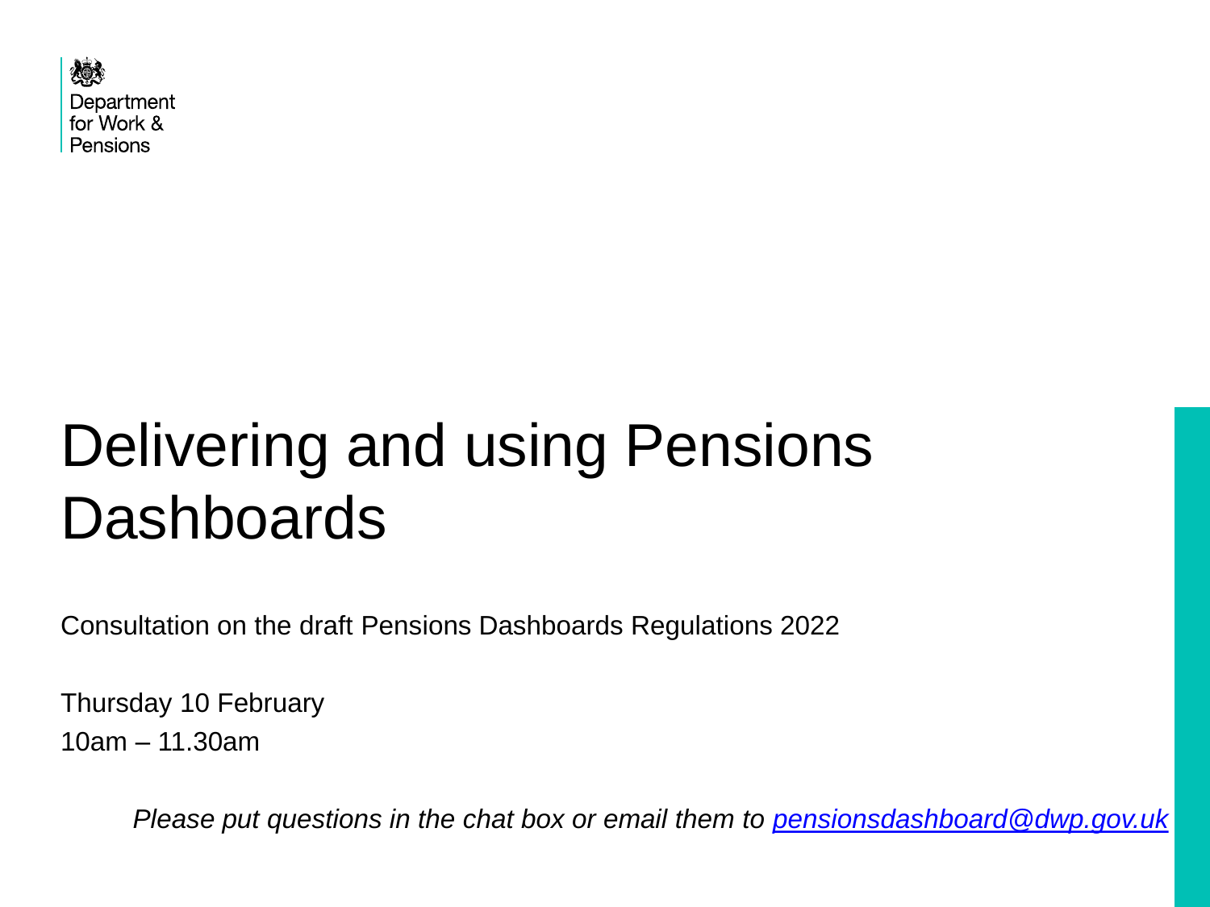Department for Work & Pensions

# Delivering and using Pensions Dashboards

Consultation on the draft Pensions Dashboards Regulations 2022

Thursday 10 February
10am – 11.30am

*Please put questions in the chat box or email them to [pensionsdashboard@dwp.gov.uk](mailto:pensionsdashboard@dwp.gov.uk)*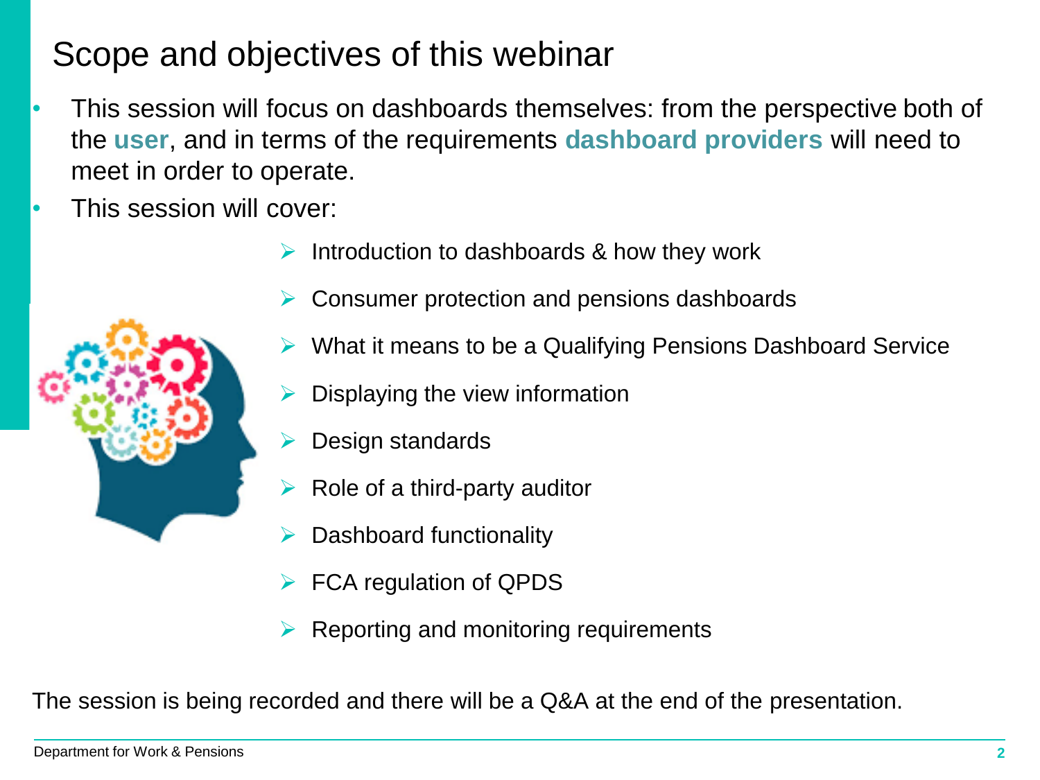# Scope and objectives of this webinar

- This session will focus on dashboards themselves: from the perspective both of the **user**, and in terms of the requirements **dashboard providers** will need to meet in order to operate.
- This session will cover:
  - Introduction to dashboards & how they work
  - Consumer protection and pensions dashboards
  - What it means to be a Qualifying Pensions Dashboard Service
  - Displaying the view information
  - Design standards
  - Role of a third-party auditor
  - Dashboard functionality
  - FCA regulation of QPDS
  - Reporting and monitoring requirements

The session is being recorded and there will be a Q&A at the end of the presentation.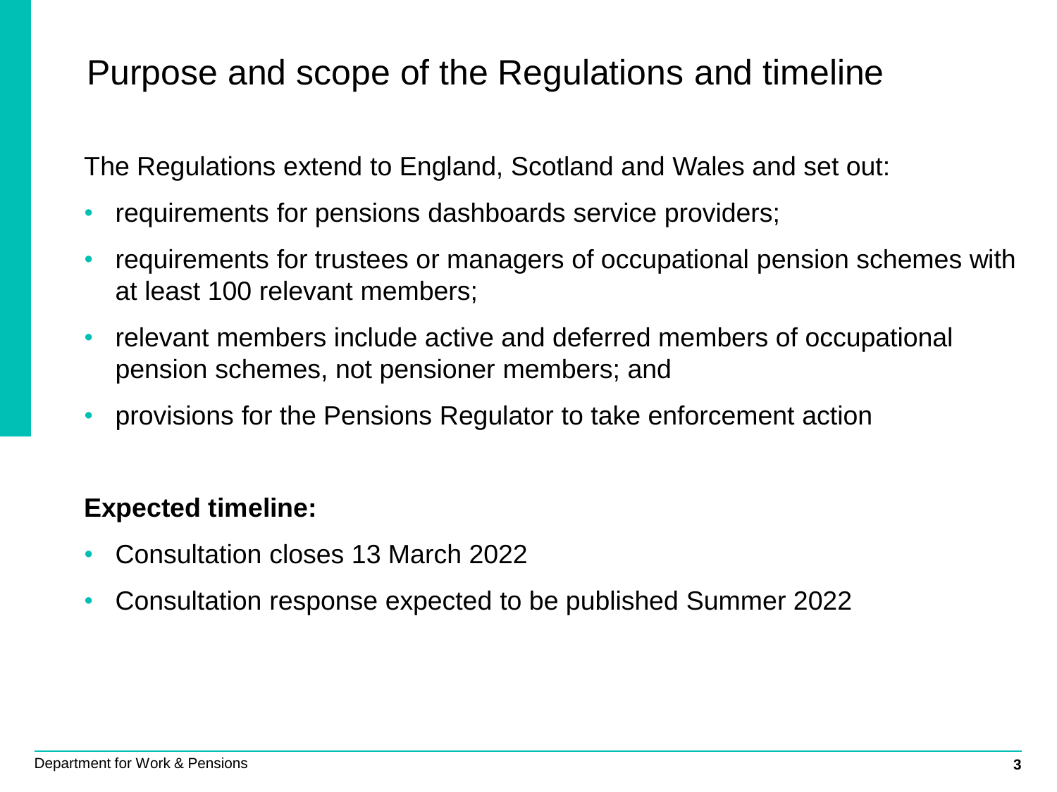# Purpose and scope of the Regulations and timeline

The Regulations extend to England, Scotland and Wales and set out:

- requirements for pensions dashboards service providers;
- requirements for trustees or managers of occupational pension schemes with at least 100 relevant members;
- relevant members include active and deferred members of occupational pension schemes, not pensioner members; and
- provisions for the Pensions Regulator to take enforcement action

**Expected timeline:**

- Consultation closes 13 March 2022
- Consultation response expected to be published Summer 2022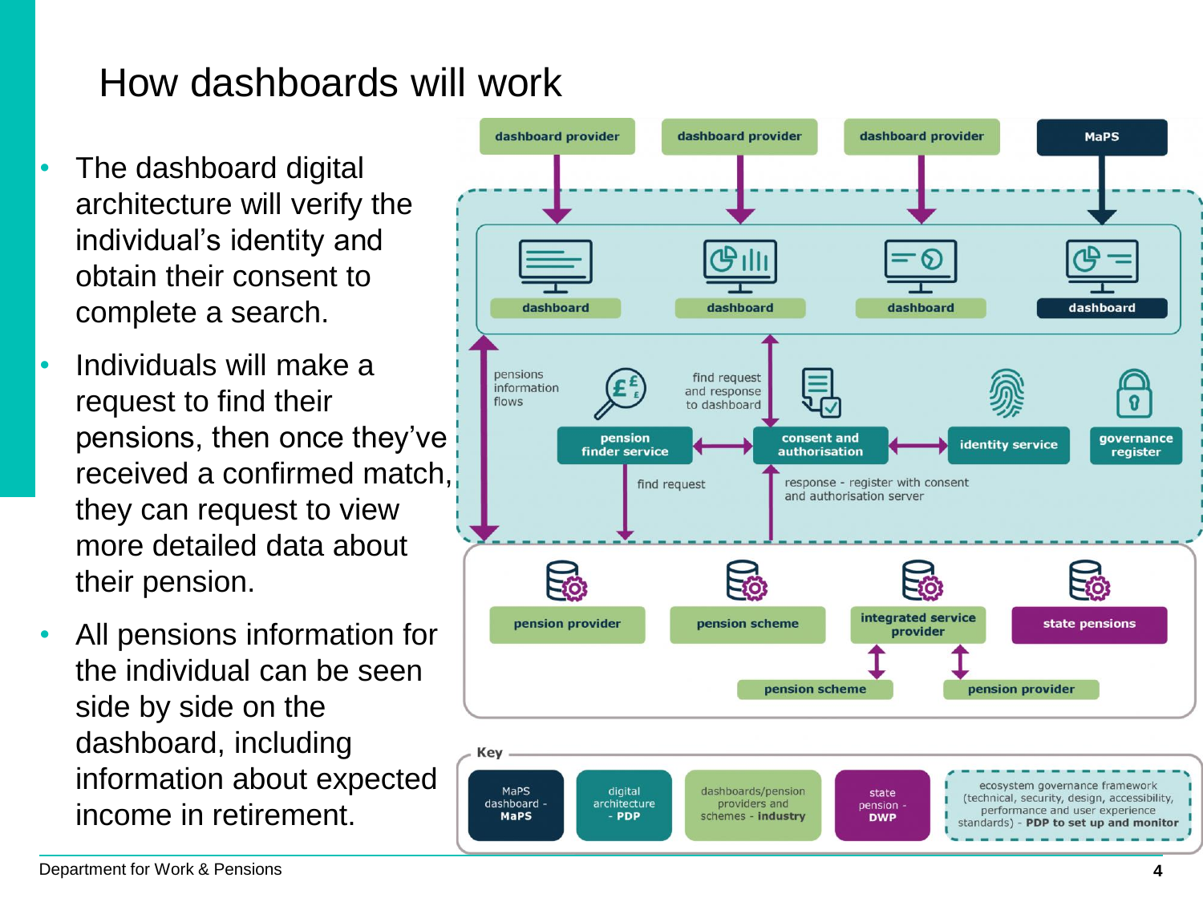# How dashboards will work

- The dashboard digital architecture will verify the individual's identity and obtain their consent to complete a search.
- Individuals will make a request to find their pensions, then once they've received a confirmed match, they can request to view more detailed data about their pension.
- All pensions information for the individual can be seen side by side on the dashboard, including information about expected income in retirement.

dashboard provider | dashboard provider | dashboard provider | MaPS

dashboard | dashboard | dashboard | dashboard

pensions information flows

find request and response to dashboard

pension finder service | consent and authorisation | identity service | governance register

find request

response - register with consent and authorisation server

pension provider | pension scheme | integrated service provider | state pensions

pension scheme | pension provider

**Key**

| MaPS dashboard - **MaPS** | digital architecture - **PDP** | dashboards/pension providers and schemes - **industry** | state pension - **DWP** | ecosystem governance framework (technical, security, design, accessibility, performance and user experience standards) - **PDP to set up and monitor** |
|---|---|---|---|---|

Department for Work & Pensions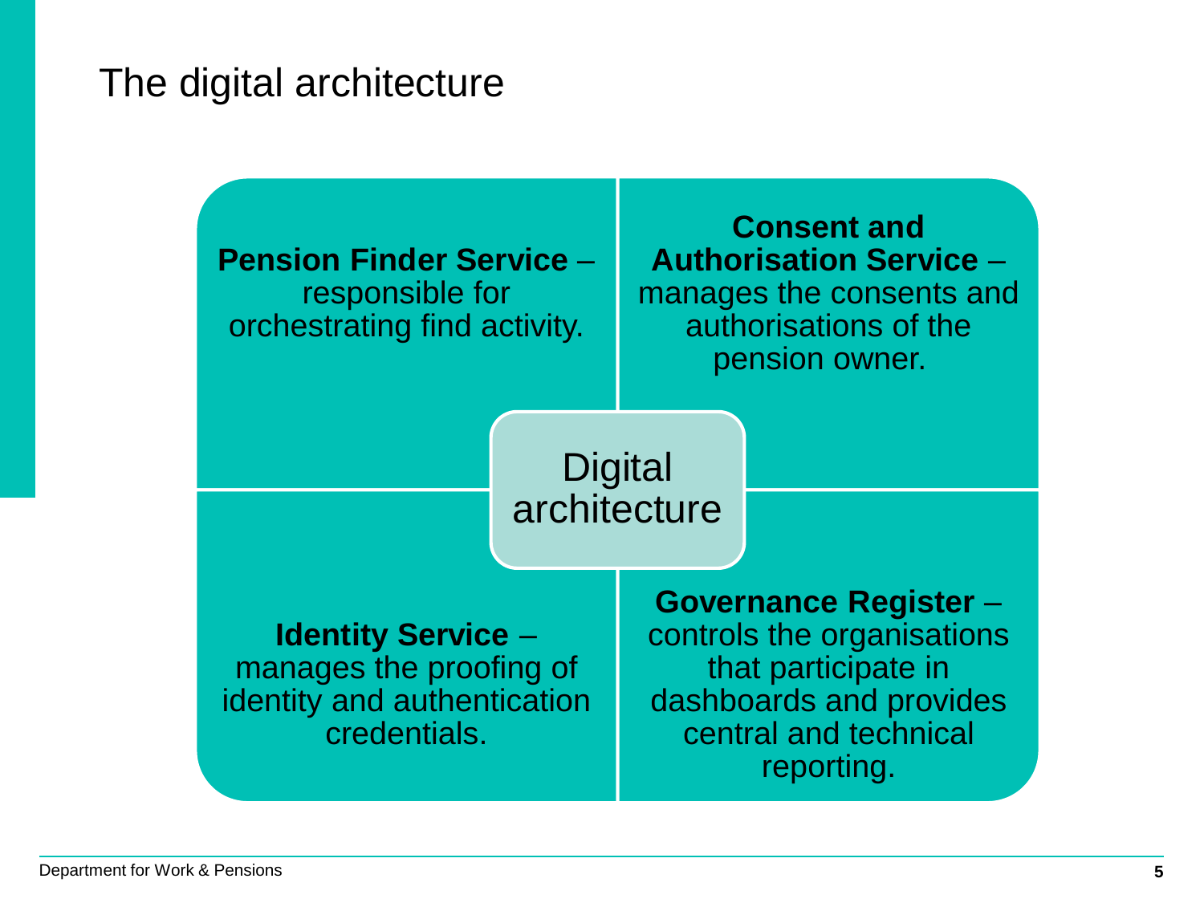# The digital architecture

**Digital architecture**

- **Pension Finder Service** – responsible for orchestrating find activity.
- **Consent and Authorisation Service** – manages the consents and authorisations of the pension owner.
- **Identity Service** – manages the proofing of identity and authentication credentials.
- **Governance Register** – controls the organisations that participate in dashboards and provides central and technical reporting.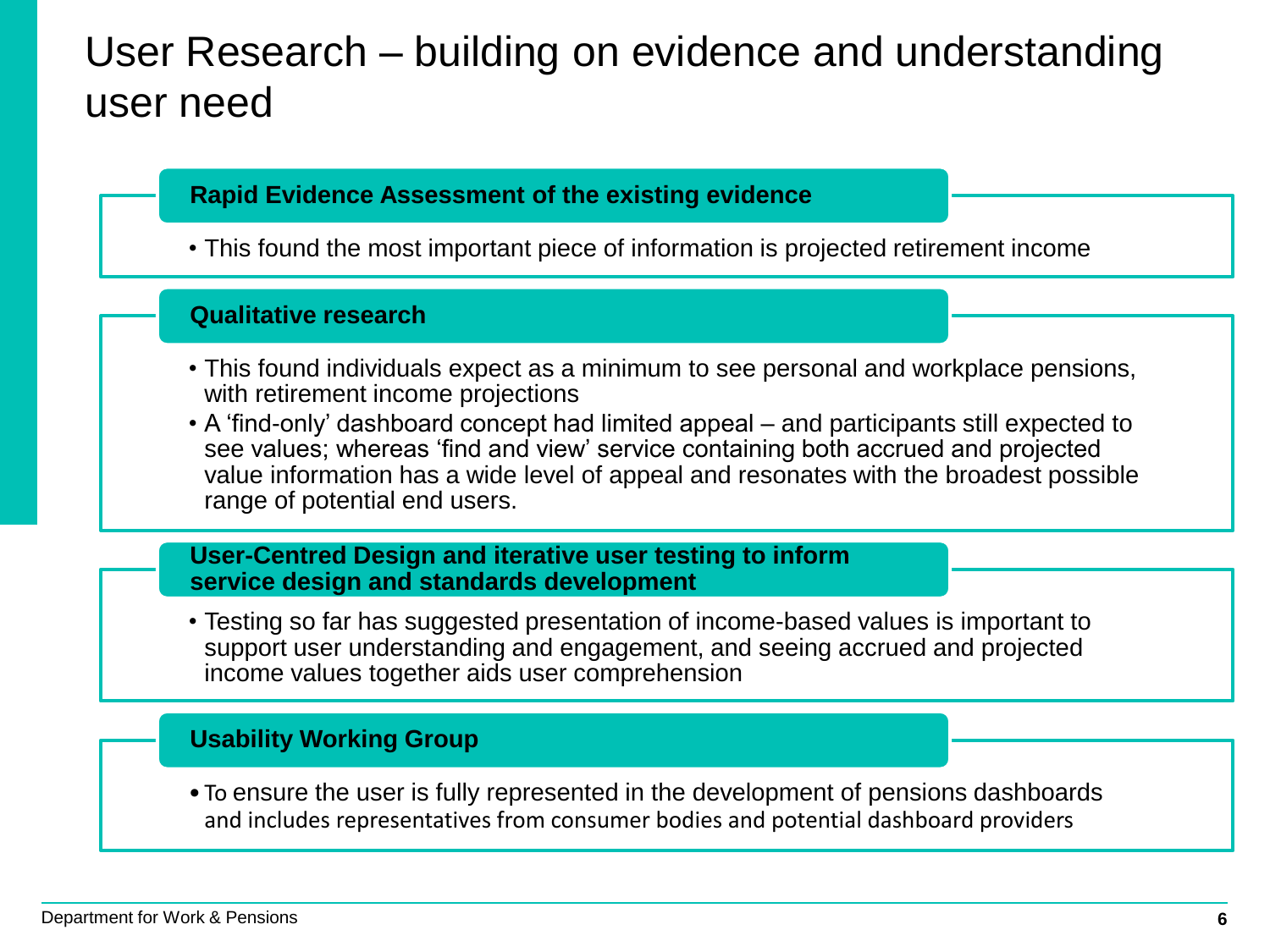# User Research – building on evidence and understanding user need

### Rapid Evidence Assessment of the existing evidence

- This found the most important piece of information is projected retirement income

### Qualitative research

- This found individuals expect as a minimum to see personal and workplace pensions, with retirement income projections
- A 'find-only' dashboard concept had limited appeal – and participants still expected to see values; whereas 'find and view' service containing both accrued and projected value information has a wide level of appeal and resonates with the broadest possible range of potential end users.

### User-Centred Design and iterative user testing to inform service design and standards development

- Testing so far has suggested presentation of income-based values is important to support user understanding and engagement, and seeing accrued and projected income values together aids user comprehension

### Usability Working Group

- To ensure the user is fully represented in the development of pensions dashboards and includes representatives from consumer bodies and potential dashboard providers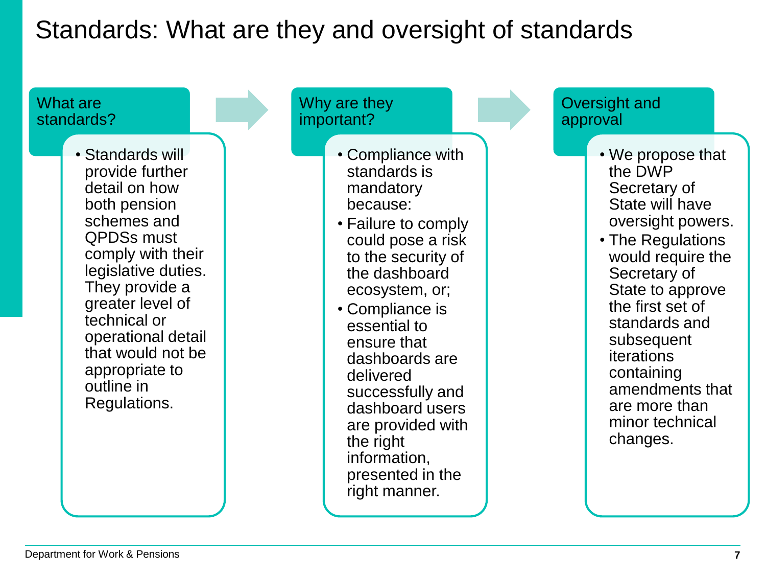# Standards: What are they and oversight of standards

## What are standards?

- Standards will provide further detail on how both pension schemes and QPDSs must comply with their legislative duties. They provide a greater level of technical or operational detail that would not be appropriate to outline in Regulations.

## Why are they important?

- Compliance with standards is mandatory because:
- Failure to comply could pose a risk to the security of the dashboard ecosystem, or;
- Compliance is essential to ensure that dashboards are delivered successfully and dashboard users are provided with the right information, presented in the right manner.

## Oversight and approval

- We propose that the DWP Secretary of State will have oversight powers.
- The Regulations would require the Secretary of State to approve the first set of standards and subsequent iterations containing amendments that are more than minor technical changes.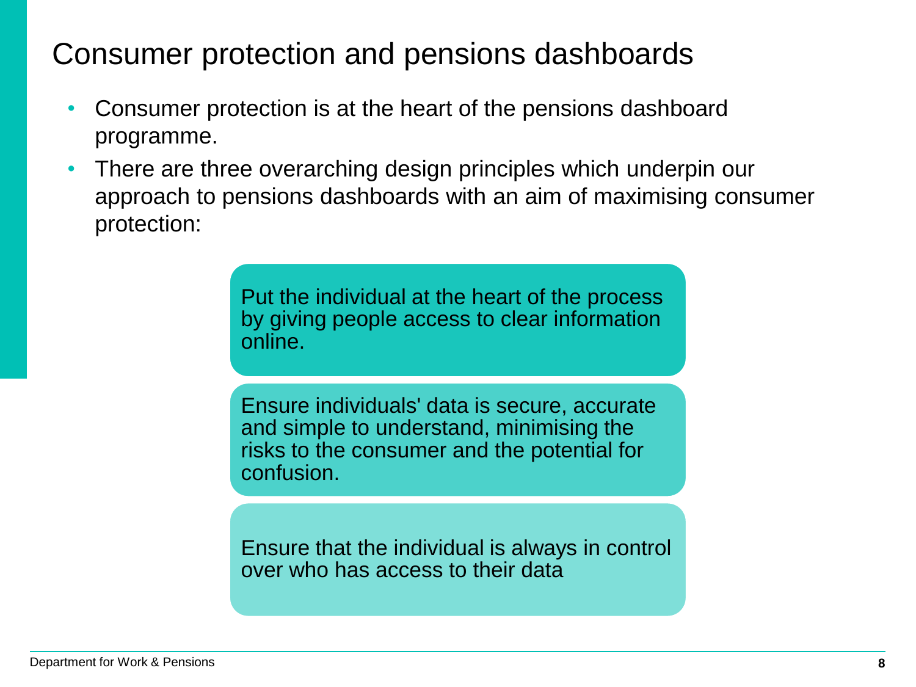# Consumer protection and pensions dashboards

- Consumer protection is at the heart of the pensions dashboard programme.
- There are three overarching design principles which underpin our approach to pensions dashboards with an aim of maximising consumer protection:

Put the individual at the heart of the process by giving people access to clear information online.

Ensure individuals' data is secure, accurate and simple to understand, minimising the risks to the consumer and the potential for confusion.

Ensure that the individual is always in control over who has access to their data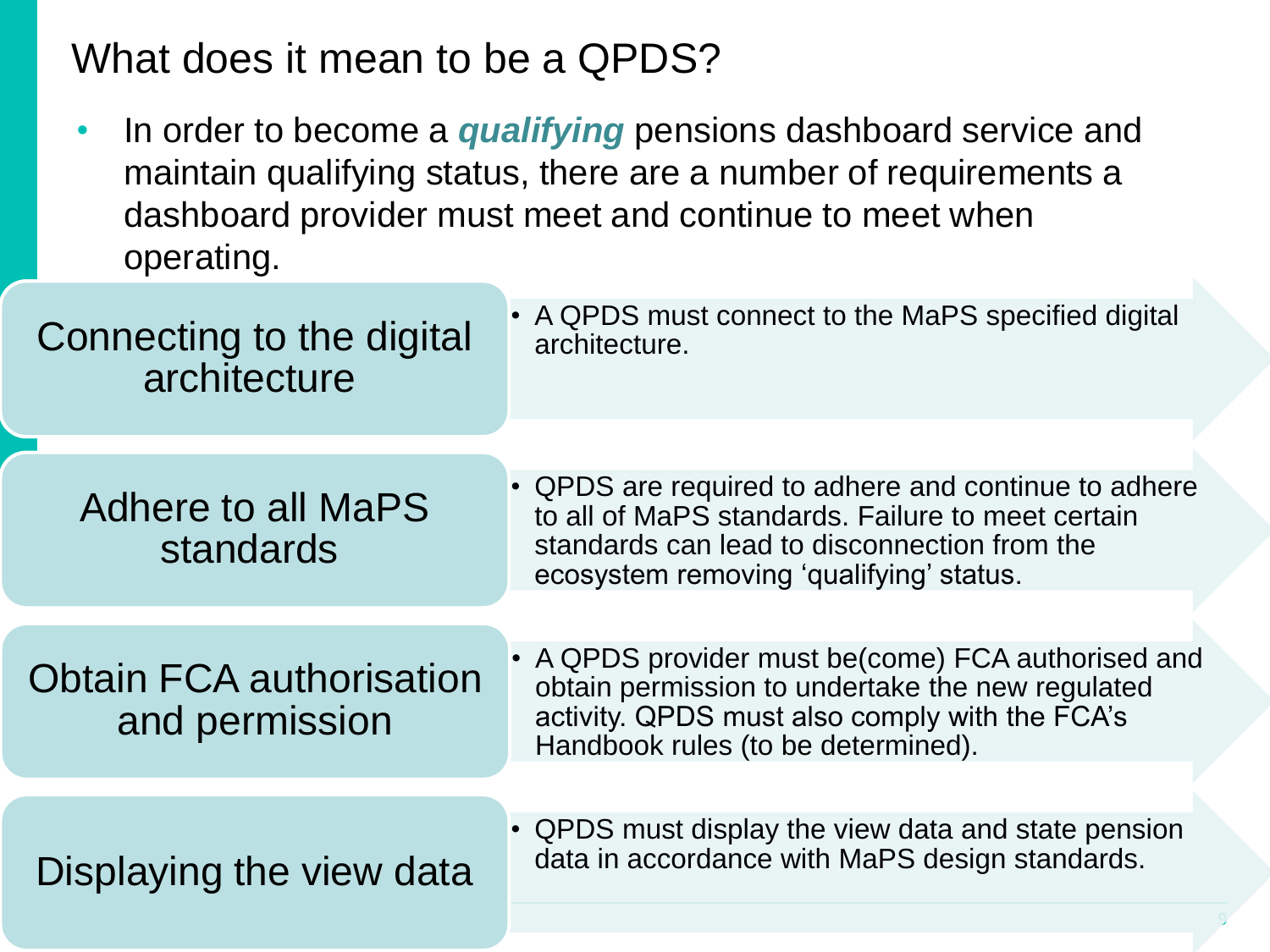# What does it mean to be a QPDS?

- In order to become a ***qualifying*** pensions dashboard service and maintain qualifying status, there are a number of requirements a dashboard provider must meet and continue to meet when operating.

### Connecting to the digital architecture

- A QPDS must connect to the MaPS specified digital architecture.

### Adhere to all MaPS standards

- QPDS are required to adhere and continue to adhere to all of MaPS standards. Failure to meet certain standards can lead to disconnection from the ecosystem removing 'qualifying' status.

### Obtain FCA authorisation and permission

- A QPDS provider must be(come) FCA authorised and obtain permission to undertake the new regulated activity. QPDS must also comply with the FCA's Handbook rules (to be determined).

### Displaying the view data

- QPDS must display the view data and state pension data in accordance with MaPS design standards.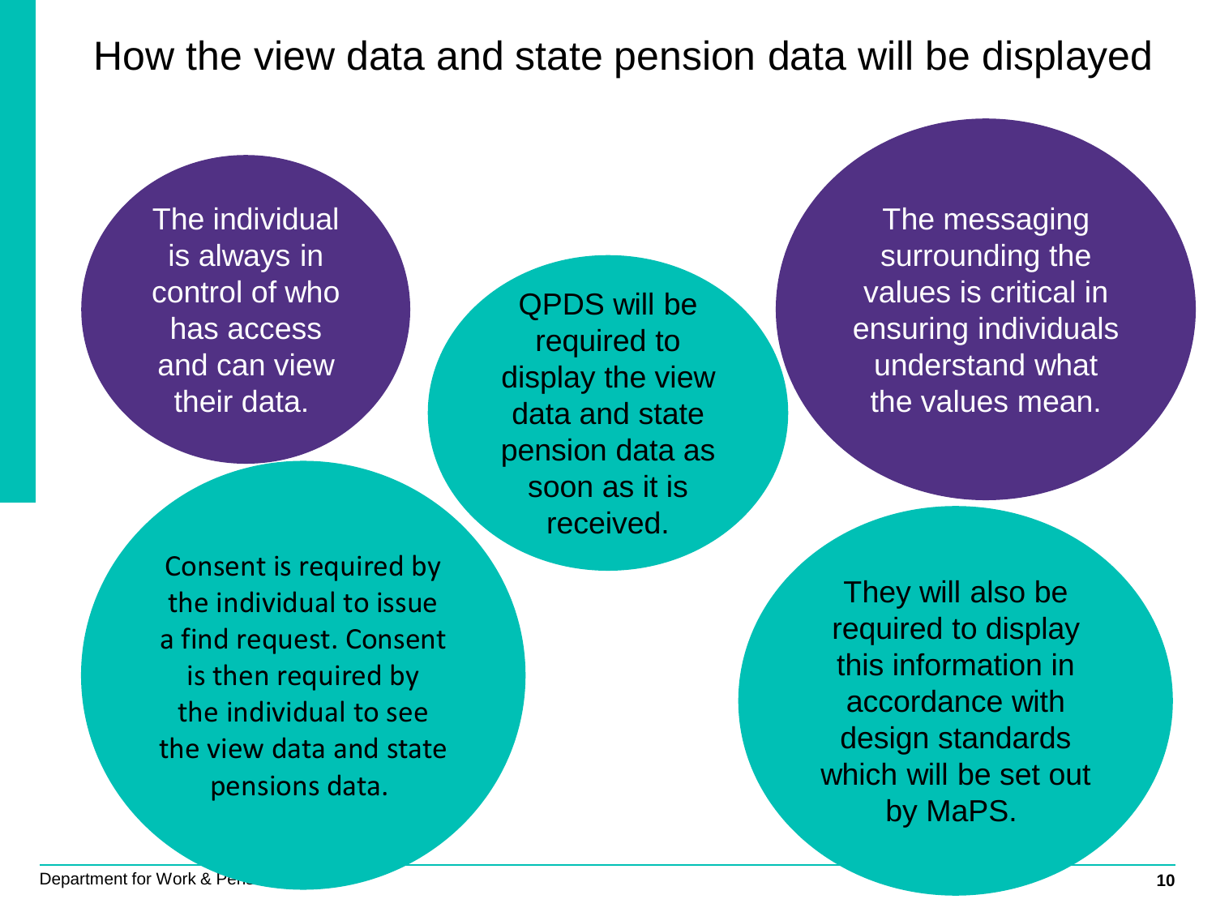# How the view data and state pension data will be displayed

The individual is always in control of who has access and can view their data.

QPDS will be required to display the view data and state pension data as soon as it is received.

The messaging surrounding the values is critical in ensuring individuals understand what the values mean.

Consent is required by the individual to issue a find request. Consent is then required by the individual to see the view data and state pensions data.

They will also be required to display this information in accordance with design standards which will be set out by MaPS.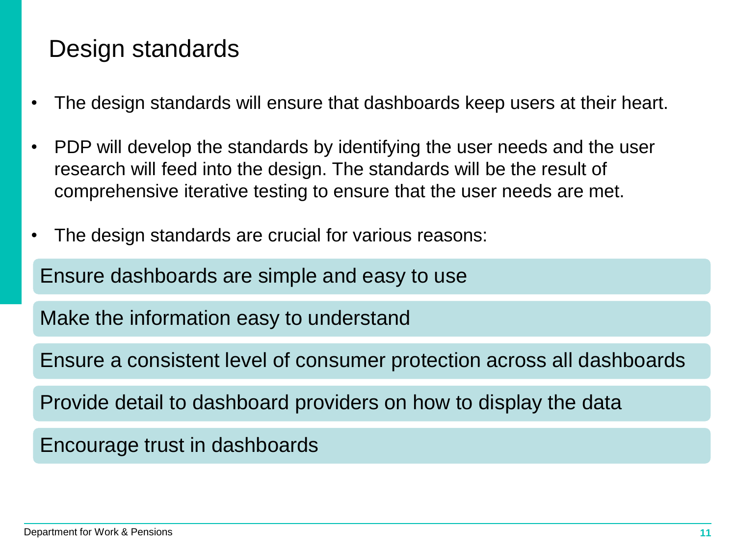# Design standards

- The design standards will ensure that dashboards keep users at their heart.
- PDP will develop the standards by identifying the user needs and the user research will feed into the design. The standards will be the result of comprehensive iterative testing to ensure that the user needs are met.
- The design standards are crucial for various reasons:

Ensure dashboards are simple and easy to use

Make the information easy to understand

Ensure a consistent level of consumer protection across all dashboards

Provide detail to dashboard providers on how to display the data

Encourage trust in dashboards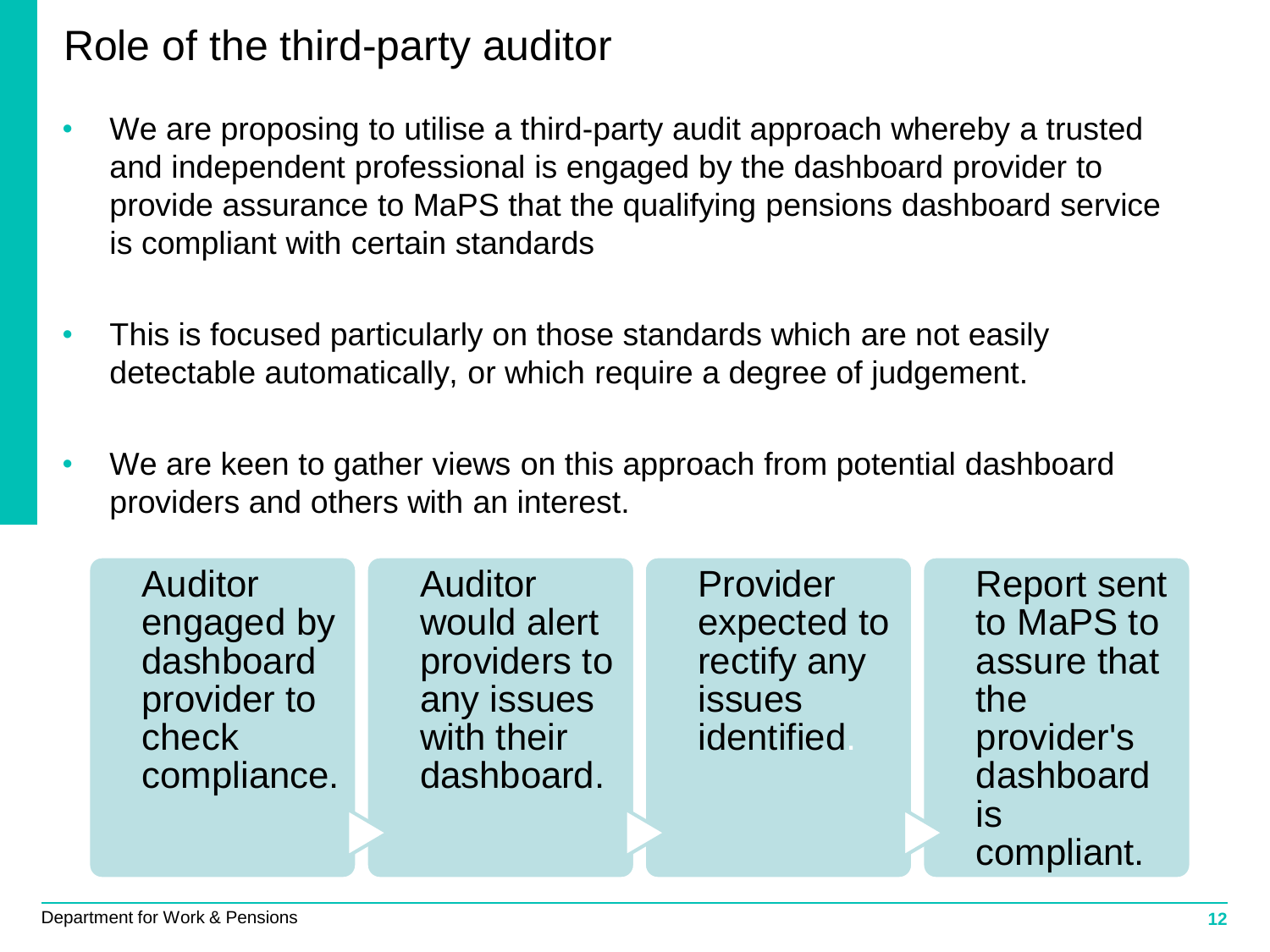# Role of the third-party auditor

- We are proposing to utilise a third-party audit approach whereby a trusted and independent professional is engaged by the dashboard provider to provide assurance to MaPS that the qualifying pensions dashboard service is compliant with certain standards
- This is focused particularly on those standards which are not easily detectable automatically, or which require a degree of judgement.
- We are keen to gather views on this approach from potential dashboard providers and others with an interest.

1. Auditor engaged by dashboard provider to check compliance.
2. Auditor would alert providers to any issues with their dashboard.
3. Provider expected to rectify any issues identified.
4. Report sent to MaPS to assure that the provider's dashboard is compliant.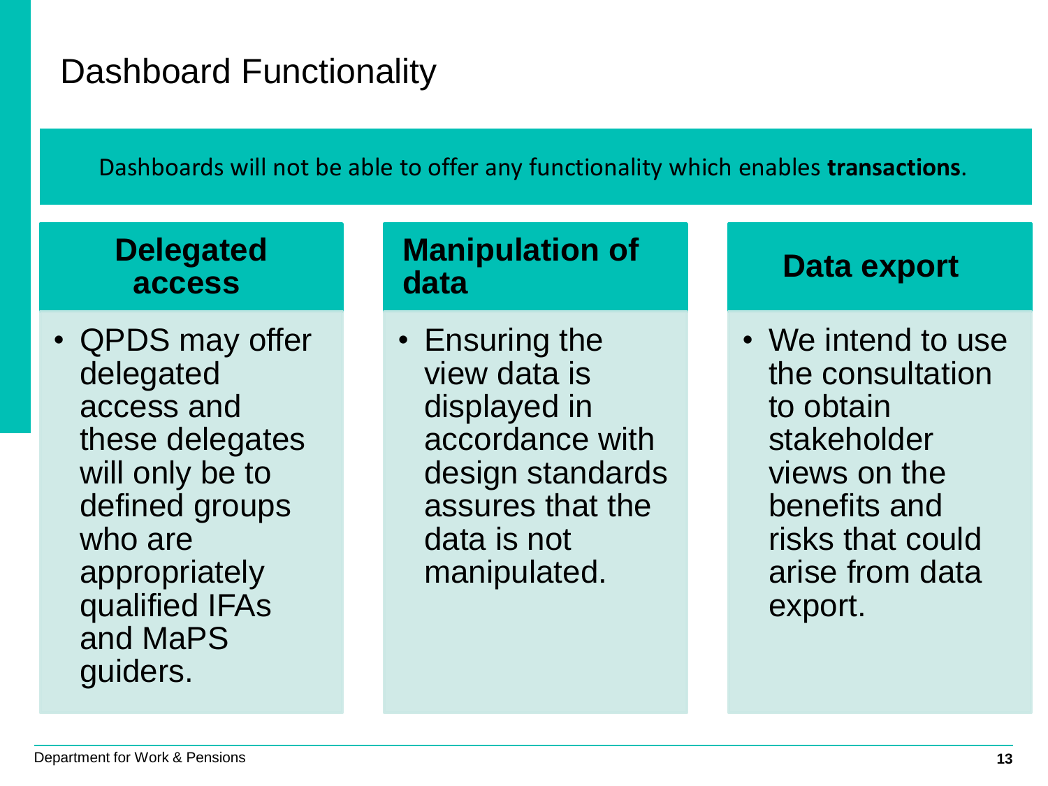# Dashboard Functionality

Dashboards will not be able to offer any functionality which enables **transactions**.

### Delegated access

- QPDS may offer delegated access and these delegates will only be to defined groups who are appropriately qualified IFAs and MaPS guiders.

### Manipulation of data

- Ensuring the view data is displayed in accordance with design standards assures that the data is not manipulated.

### Data export

- We intend to use the consultation to obtain stakeholder views on the benefits and risks that could arise from data export.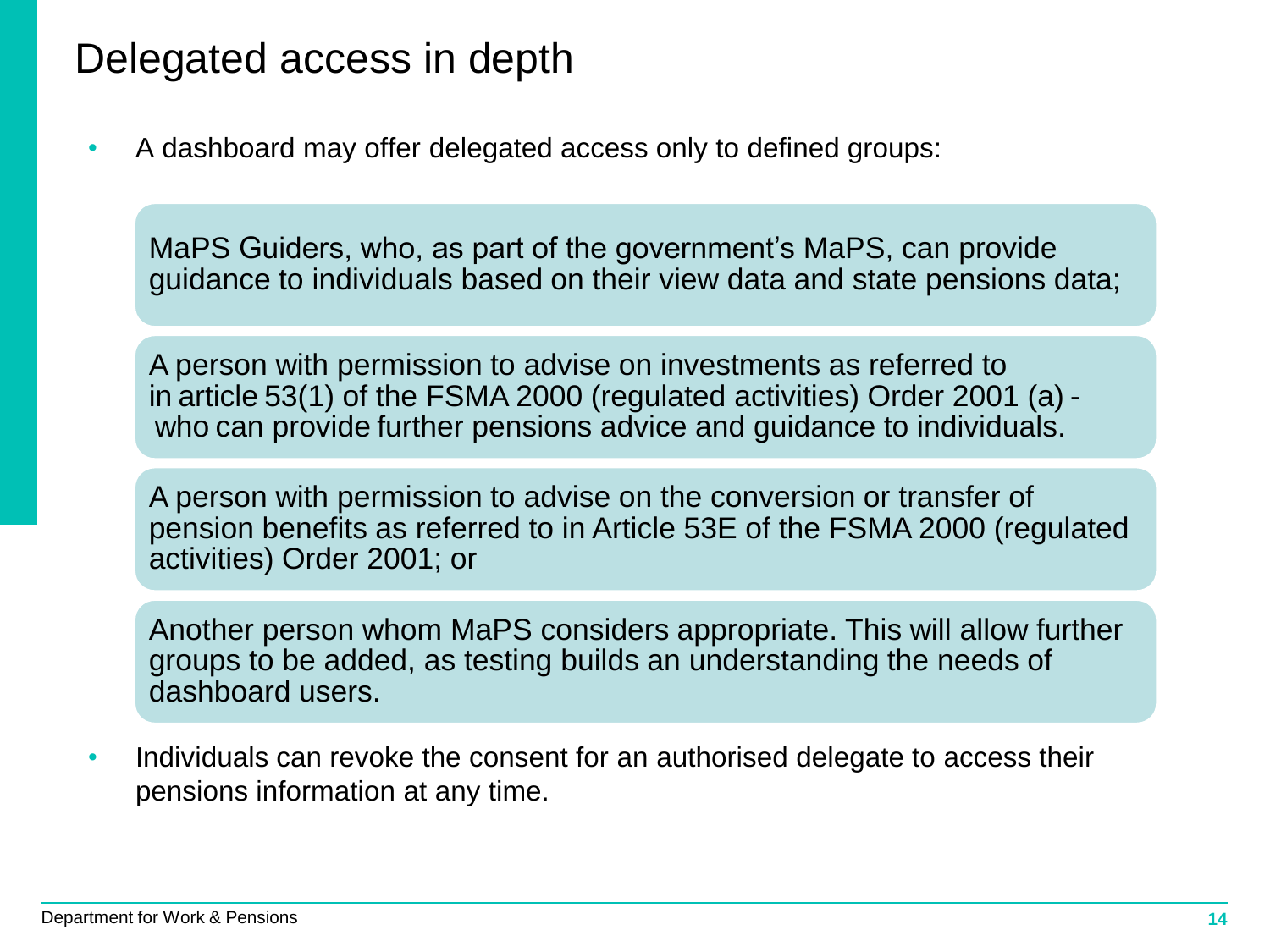# Delegated access in depth

- A dashboard may offer delegated access only to defined groups:

  MaPS Guiders, who, as part of the government's MaPS, can provide guidance to individuals based on their view data and state pensions data;

  A person with permission to advise on investments as referred to in article 53(1) of the FSMA 2000 (regulated activities) Order 2001 (a) - who can provide further pensions advice and guidance to individuals.

  A person with permission to advise on the conversion or transfer of pension benefits as referred to in Article 53E of the FSMA 2000 (regulated activities) Order 2001; or

  Another person whom MaPS considers appropriate. This will allow further groups to be added, as testing builds an understanding the needs of dashboard users.

- Individuals can revoke the consent for an authorised delegate to access their pensions information at any time.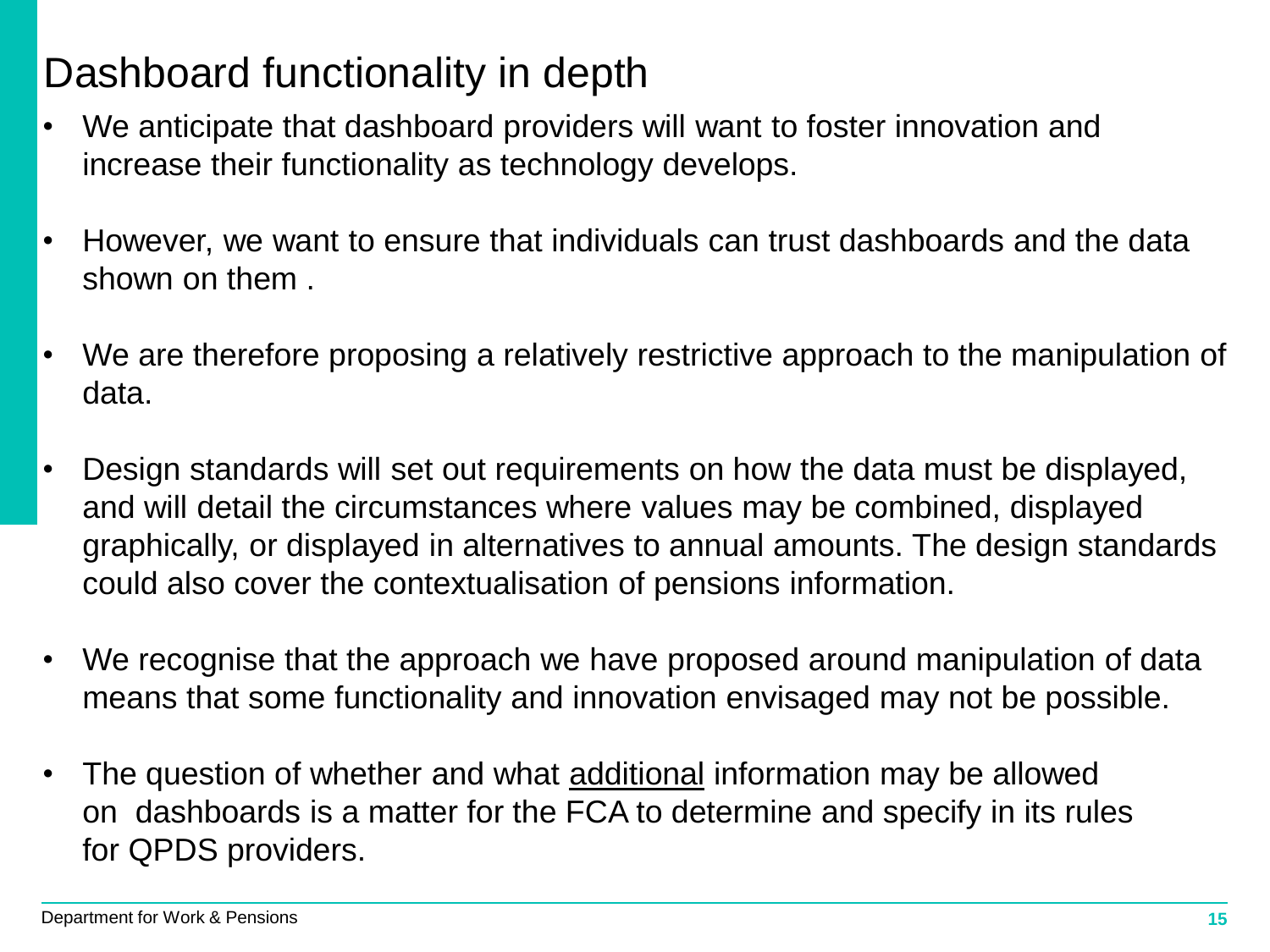# Dashboard functionality in depth

- We anticipate that dashboard providers will want to foster innovation and increase their functionality as technology develops.
- However, we want to ensure that individuals can trust dashboards and the data shown on them .
- We are therefore proposing a relatively restrictive approach to the manipulation of data.
- Design standards will set out requirements on how the data must be displayed, and will detail the circumstances where values may be combined, displayed graphically, or displayed in alternatives to annual amounts. The design standards could also cover the contextualisation of pensions information.
- We recognise that the approach we have proposed around manipulation of data means that some functionality and innovation envisaged may not be possible.
- The question of whether and what <u>additional</u> information may be allowed on dashboards is a matter for the FCA to determine and specify in its rules for QPDS providers.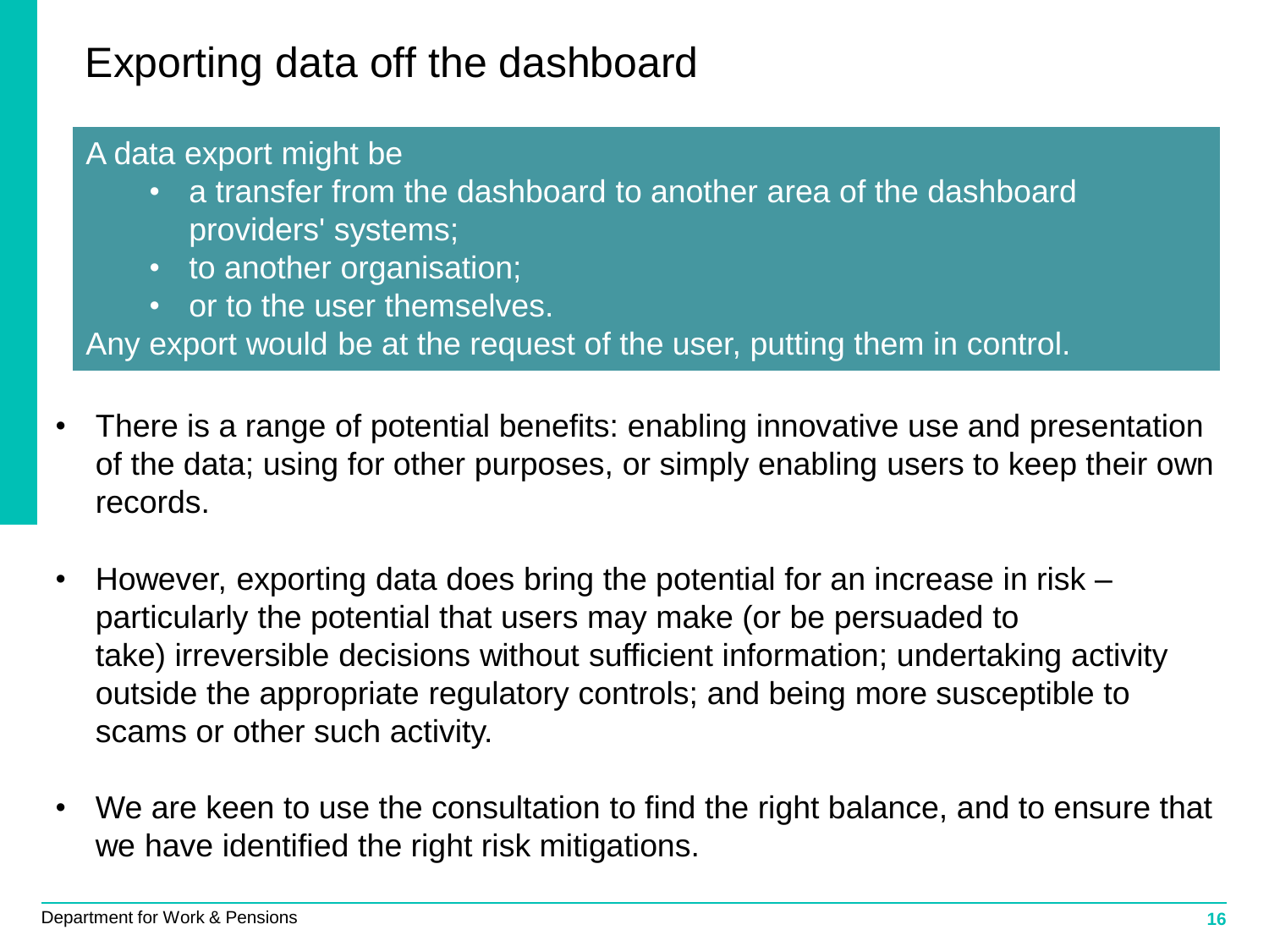# Exporting data off the dashboard

A data export might be

- a transfer from the dashboard to another area of the dashboard providers' systems;
- to another organisation;
- or to the user themselves.

Any export would be at the request of the user, putting them in control.

- There is a range of potential benefits: enabling innovative use and presentation of the data; using for other purposes, or simply enabling users to keep their own records.

- However, exporting data does bring the potential for an increase in risk – particularly the potential that users may make (or be persuaded to take) irreversible decisions without sufficient information; undertaking activity outside the appropriate regulatory controls; and being more susceptible to scams or other such activity.

- We are keen to use the consultation to find the right balance, and to ensure that we have identified the right risk mitigations.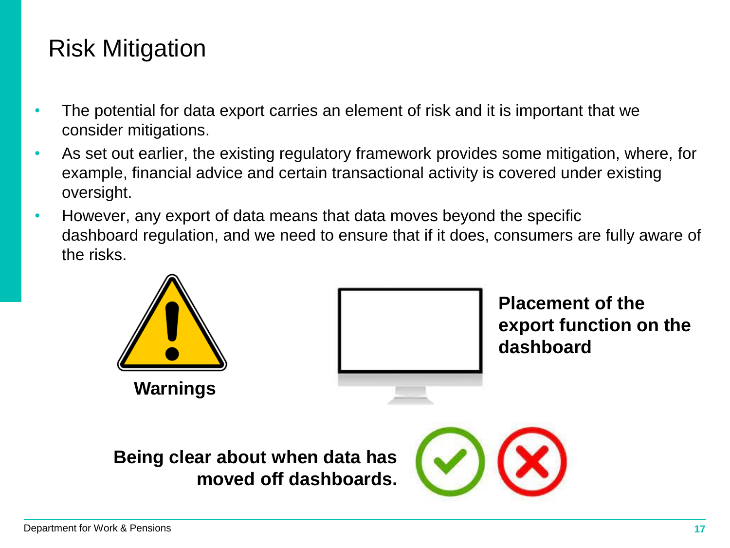# Risk Mitigation

- The potential for data export carries an element of risk and it is important that we consider mitigations.
- As set out earlier, the existing regulatory framework provides some mitigation, where, for example, financial advice and certain transactional activity is covered under existing oversight.
- However, any export of data means that data moves beyond the specific dashboard regulation, and we need to ensure that if it does, consumers are fully aware of the risks.

**Warnings**

**Placement of the export function on the dashboard**

**Being clear about when data has moved off dashboards.**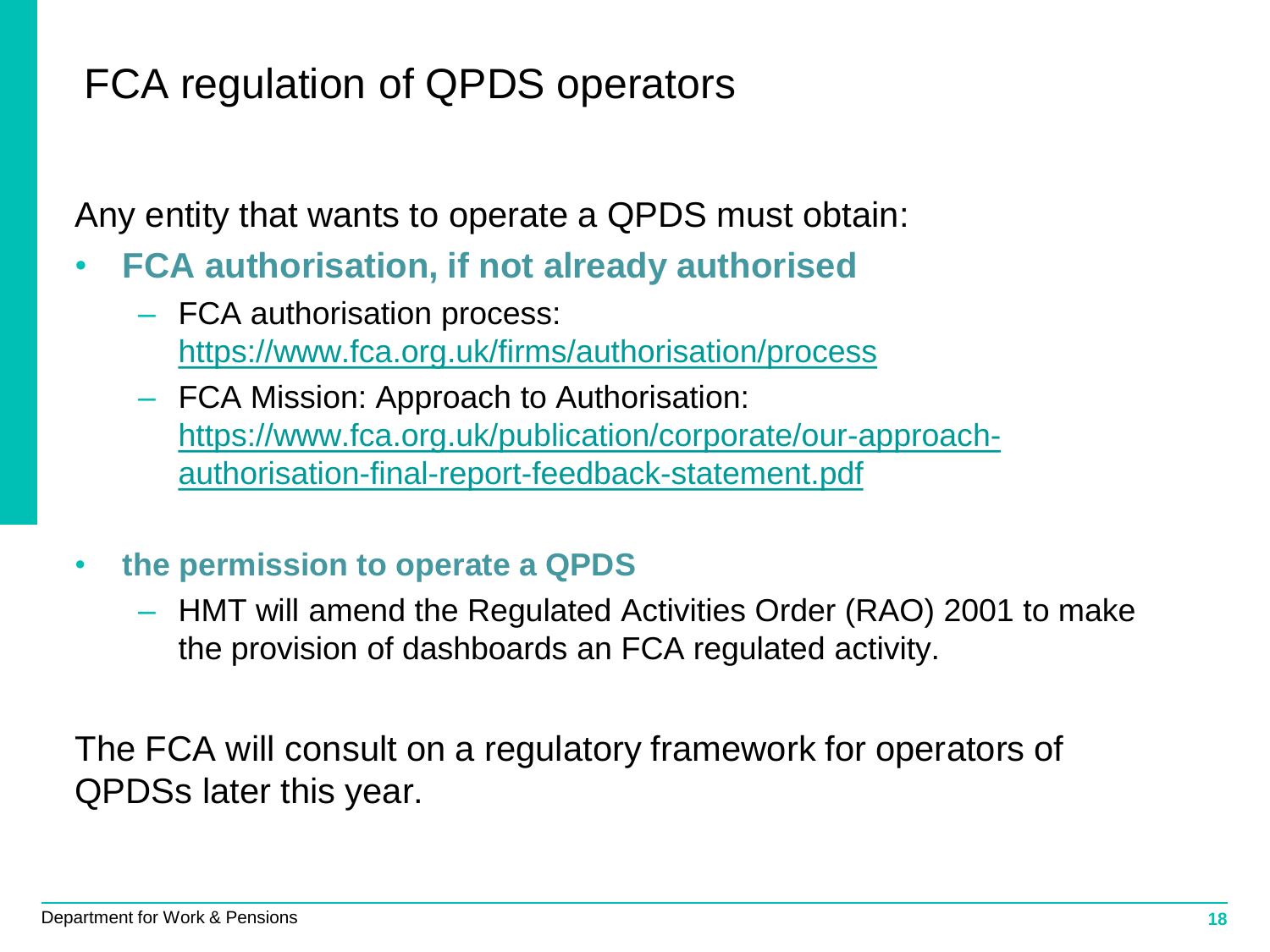# FCA regulation of QPDS operators

Any entity that wants to operate a QPDS must obtain:

- **FCA authorisation, if not already authorised**
  - FCA authorisation process: https://www.fca.org.uk/firms/authorisation/process
  - FCA Mission: Approach to Authorisation: https://www.fca.org.uk/publication/corporate/our-approach-authorisation-final-report-feedback-statement.pdf

- **the permission to operate a QPDS**
  - HMT will amend the Regulated Activities Order (RAO) 2001 to make the provision of dashboards an FCA regulated activity.

The FCA will consult on a regulatory framework for operators of QPDSs later this year.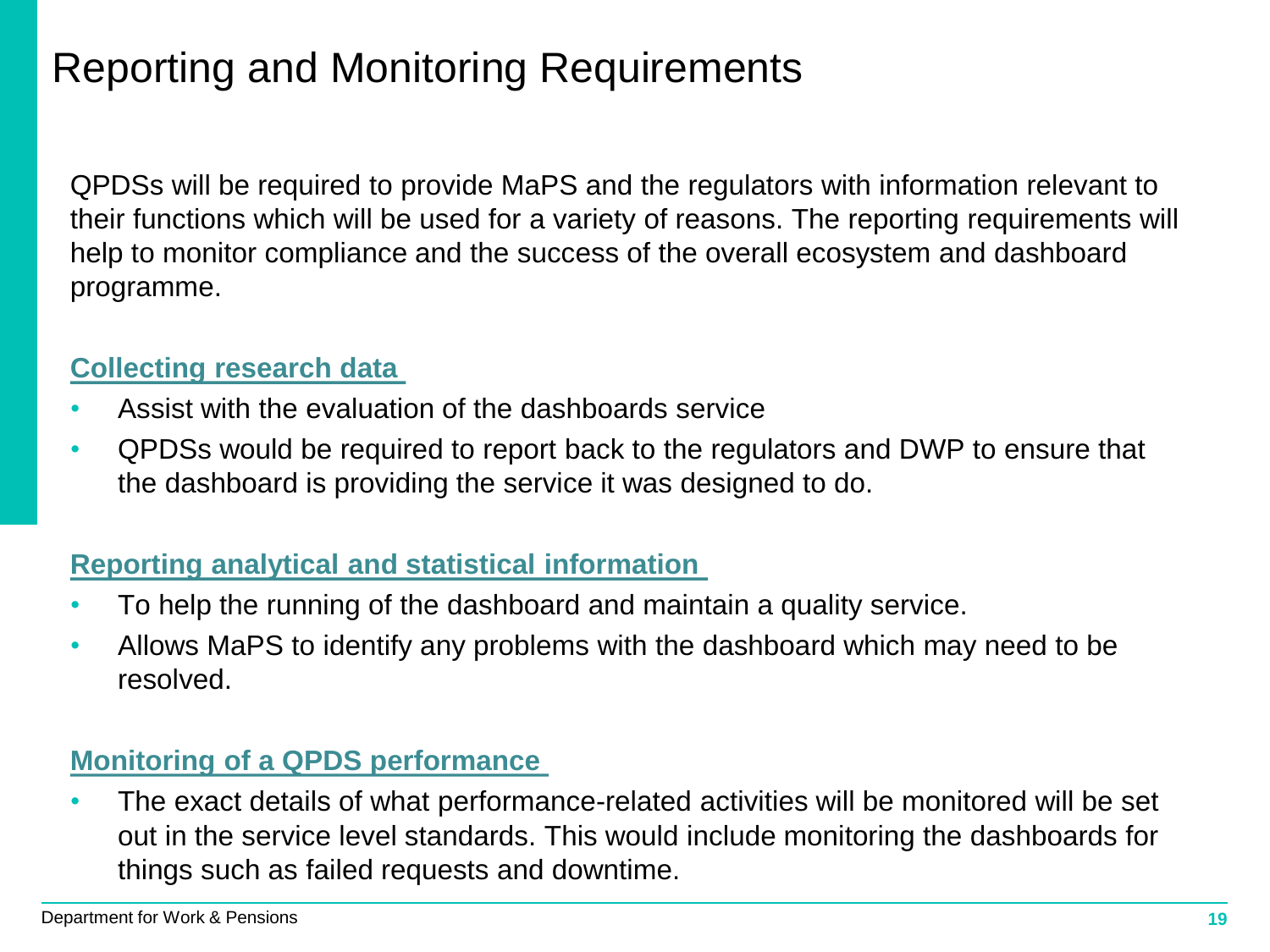# Reporting and Monitoring Requirements

QPDSs will be required to provide MaPS and the regulators with information relevant to their functions which will be used for a variety of reasons. The reporting requirements will help to monitor compliance and the success of the overall ecosystem and dashboard programme.

**Collecting research data**

- Assist with the evaluation of the dashboards service
- QPDSs would be required to report back to the regulators and DWP to ensure that the dashboard is providing the service it was designed to do.

**Reporting analytical and statistical information**

- To help the running of the dashboard and maintain a quality service.
- Allows MaPS to identify any problems with the dashboard which may need to be resolved.

**Monitoring of a QPDS performance**

- The exact details of what performance-related activities will be monitored will be set out in the service level standards. This would include monitoring the dashboards for things such as failed requests and downtime.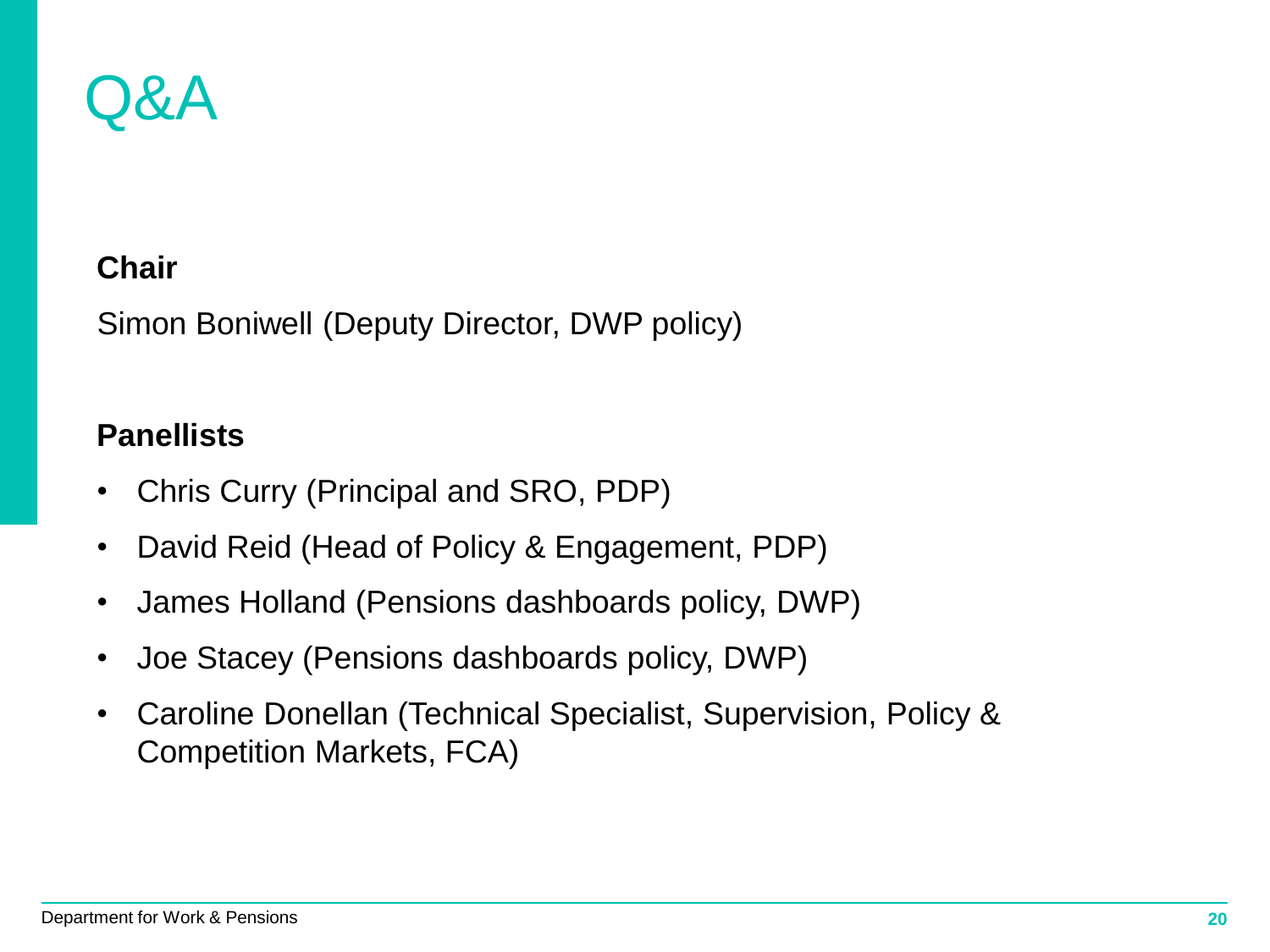# Q&A

**Chair**

Simon Boniwell (Deputy Director, DWP policy)

**Panellists**

- Chris Curry (Principal and SRO, PDP)
- David Reid (Head of Policy & Engagement, PDP)
- James Holland (Pensions dashboards policy, DWP)
- Joe Stacey (Pensions dashboards policy, DWP)
- Caroline Donellan (Technical Specialist, Supervision, Policy & Competition Markets, FCA)